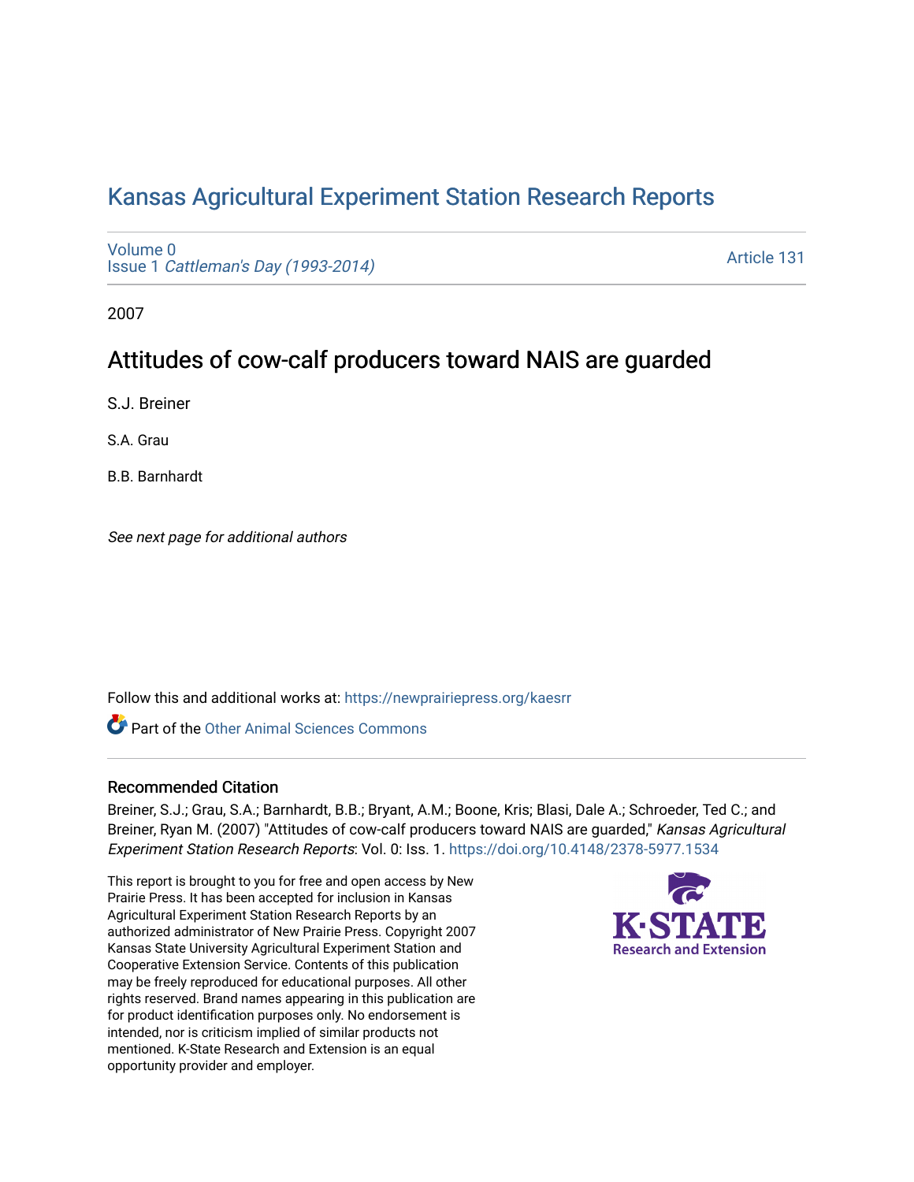# Kansas Agricultural Experiment Station Research Reports

Volume 0
Issue 1 *Cattleman's Day (1993-2014)*

Article 131

2007

## Attitudes of cow-calf producers toward NAIS are guarded

S.J. Breiner

S.A. Grau

B.B. Barnhardt

*See next page for additional authors*

Follow this and additional works at: https://newprairiepress.org/kaesrr

Part of the Other Animal Sciences Commons

### Recommended Citation

Breiner, S.J.; Grau, S.A.; Barnhardt, B.B.; Bryant, A.M.; Boone, Kris; Blasi, Dale A.; Schroeder, Ted C.; and Breiner, Ryan M. (2007) "Attitudes of cow-calf producers toward NAIS are guarded," *Kansas Agricultural Experiment Station Research Reports*: Vol. 0: Iss. 1. https://doi.org/10.4148/2378-5977.1534

This report is brought to you for free and open access by New Prairie Press. It has been accepted for inclusion in Kansas Agricultural Experiment Station Research Reports by an authorized administrator of New Prairie Press. Copyright 2007 Kansas State University Agricultural Experiment Station and Cooperative Extension Service. Contents of this publication may be freely reproduced for educational purposes. All other rights reserved. Brand names appearing in this publication are for product identification purposes only. No endorsement is intended, nor is criticism implied of similar products not mentioned. K-State Research and Extension is an equal opportunity provider and employer.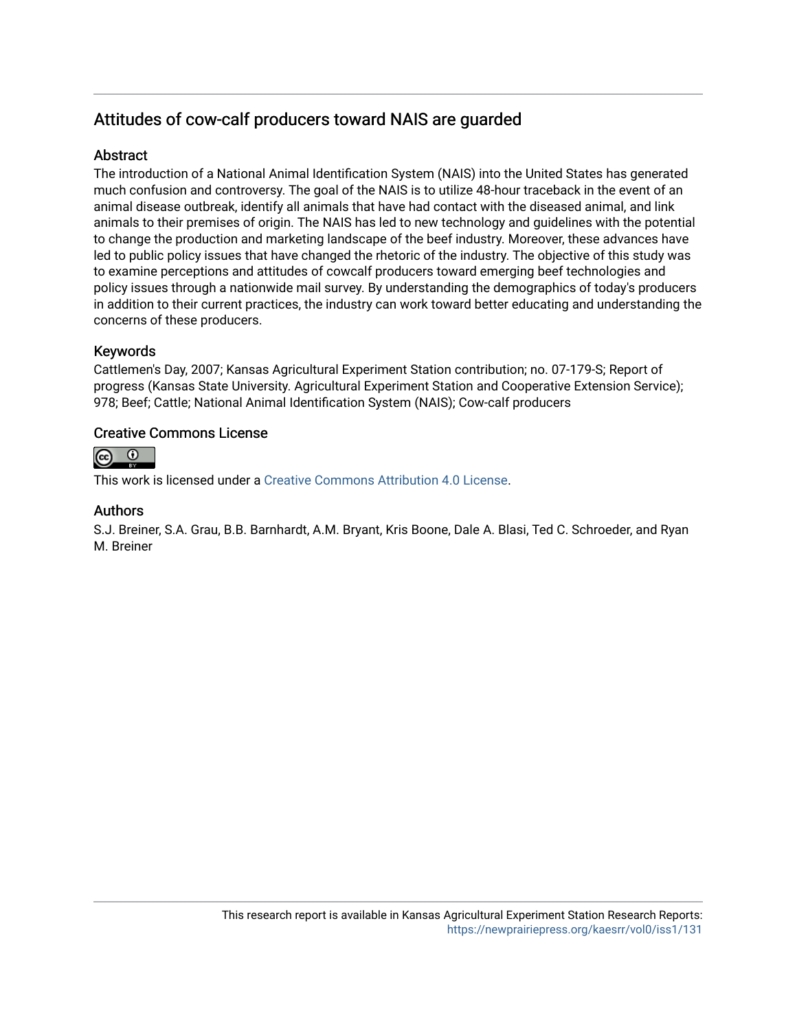## Attitudes of cow-calf producers toward NAIS are guarded

### Abstract

The introduction of a National Animal Identification System (NAIS) into the United States has generated much confusion and controversy. The goal of the NAIS is to utilize 48-hour traceback in the event of an animal disease outbreak, identify all animals that have had contact with the diseased animal, and link animals to their premises of origin. The NAIS has led to new technology and guidelines with the potential to change the production and marketing landscape of the beef industry. Moreover, these advances have led to public policy issues that have changed the rhetoric of the industry. The objective of this study was to examine perceptions and attitudes of cowcalf producers toward emerging beef technologies and policy issues through a nationwide mail survey. By understanding the demographics of today's producers in addition to their current practices, the industry can work toward better educating and understanding the concerns of these producers.

### Keywords

Cattlemen's Day, 2007; Kansas Agricultural Experiment Station contribution; no. 07-179-S; Report of progress (Kansas State University. Agricultural Experiment Station and Cooperative Extension Service); 978; Beef; Cattle; National Animal Identification System (NAIS); Cow-calf producers

### Creative Commons License

This work is licensed under a Creative Commons Attribution 4.0 License.

### Authors

S.J. Breiner, S.A. Grau, B.B. Barnhardt, A.M. Bryant, Kris Boone, Dale A. Blasi, Ted C. Schroeder, and Ryan M. Breiner

This research report is available in Kansas Agricultural Experiment Station Research Reports: https://newprairiepress.org/kaesrr/vol0/iss1/131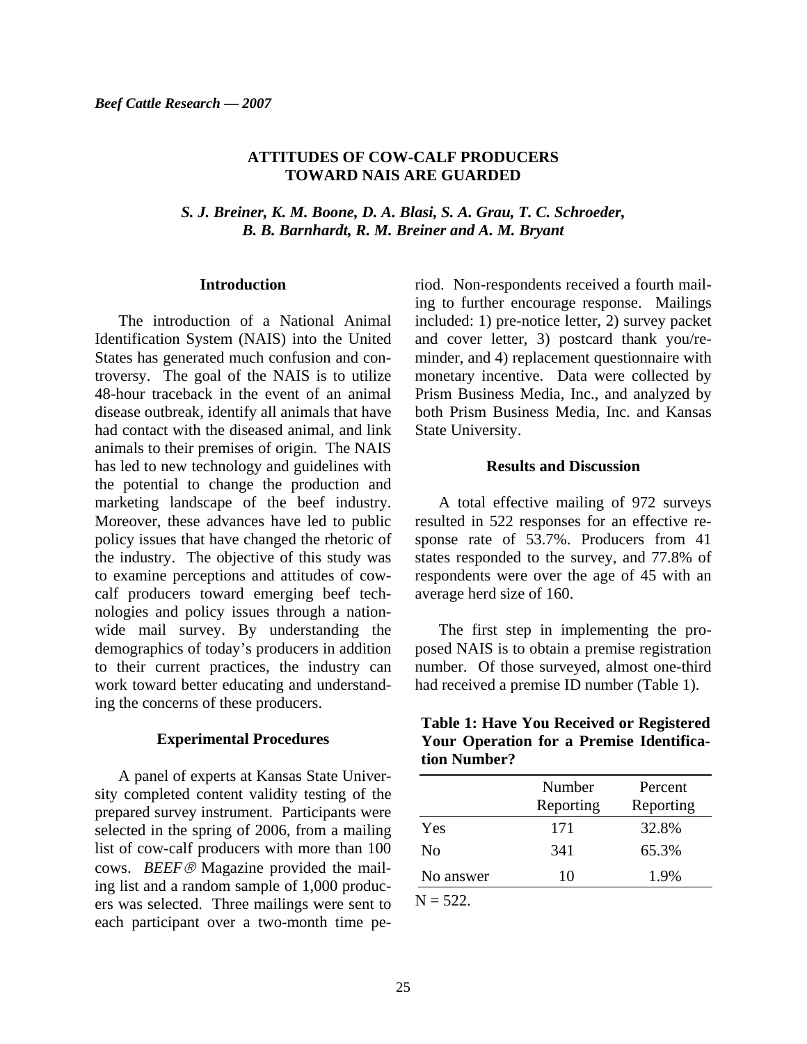# ATTITUDES OF COW-CALF PRODUCERS TOWARD NAIS ARE GUARDED

*S. J. Breiner, K. M. Boone, D. A. Blasi, S. A. Grau, T. C. Schroeder, B. B. Barnhardt, R. M. Breiner and A. M. Bryant*

## Introduction

The introduction of a National Animal Identification System (NAIS) into the United States has generated much confusion and controversy. The goal of the NAIS is to utilize 48-hour traceback in the event of an animal disease outbreak, identify all animals that have had contact with the diseased animal, and link animals to their premises of origin. The NAIS has led to new technology and guidelines with the potential to change the production and marketing landscape of the beef industry. Moreover, these advances have led to public policy issues that have changed the rhetoric of the industry. The objective of this study was to examine perceptions and attitudes of cow-calf producers toward emerging beef technologies and policy issues through a nationwide mail survey. By understanding the demographics of today's producers in addition to their current practices, the industry can work toward better educating and understanding the concerns of these producers.

## Experimental Procedures

A panel of experts at Kansas State University completed content validity testing of the prepared survey instrument. Participants were selected in the spring of 2006, from a mailing list of cow-calf producers with more than 100 cows. *BEEF®* Magazine provided the mailing list and a random sample of 1,000 producers was selected. Three mailings were sent to each participant over a two-month time period. Non-respondents received a fourth mailing to further encourage response. Mailings included: 1) pre-notice letter, 2) survey packet and cover letter, 3) postcard thank you/reminder, and 4) replacement questionnaire with monetary incentive. Data were collected by Prism Business Media, Inc., and analyzed by both Prism Business Media, Inc. and Kansas State University.

## Results and Discussion

A total effective mailing of 972 surveys resulted in 522 responses for an effective response rate of 53.7%. Producers from 41 states responded to the survey, and 77.8% of respondents were over the age of 45 with an average herd size of 160.

The first step in implementing the proposed NAIS is to obtain a premise registration number. Of those surveyed, almost one-third had received a premise ID number (Table 1).

**Table 1: Have You Received or Registered Your Operation for a Premise Identification Number?**

| | Number Reporting | Percent Reporting |
|---|---|---|
| Yes | 171 | 32.8% |
| No | 341 | 65.3% |
| No answer | 10 | 1.9% |

N = 522.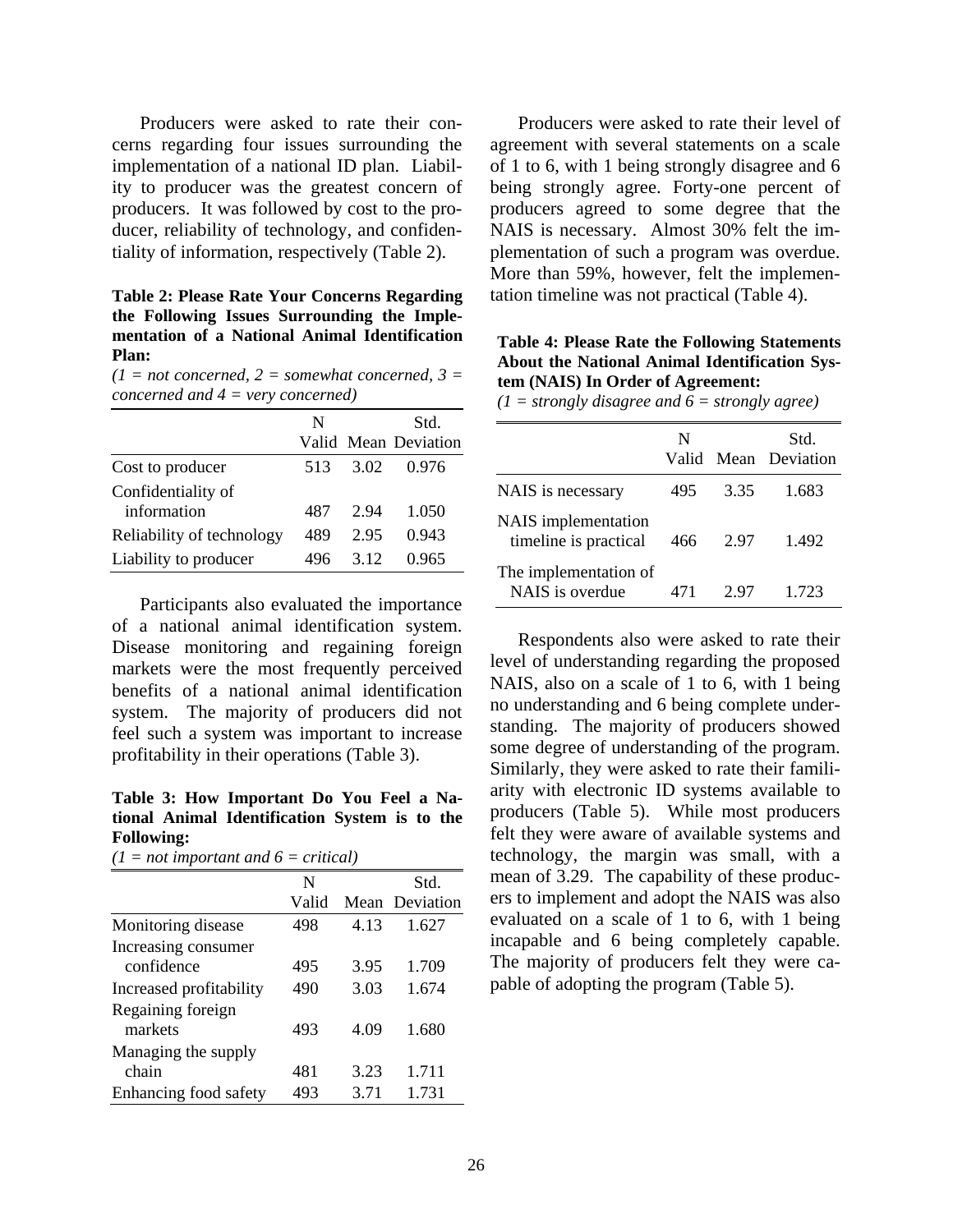Producers were asked to rate their concerns regarding four issues surrounding the implementation of a national ID plan. Liability to producer was the greatest concern of producers. It was followed by cost to the producer, reliability of technology, and confidentiality of information, respectively (Table 2).

**Table 2: Please Rate Your Concerns Regarding the Following Issues Surrounding the Implementation of a National Animal Identification Plan:**
*(1 = not concerned, 2 = somewhat concerned, 3 = concerned and 4 = very concerned)*

| | N Valid | Mean | Std. Deviation |
|---|---|---|---|
| Cost to producer | 513 | 3.02 | 0.976 |
| Confidentiality of information | 487 | 2.94 | 1.050 |
| Reliability of technology | 489 | 2.95 | 0.943 |
| Liability to producer | 496 | 3.12 | 0.965 |

Participants also evaluated the importance of a national animal identification system. Disease monitoring and regaining foreign markets were the most frequently perceived benefits of a national animal identification system. The majority of producers did not feel such a system was important to increase profitability in their operations (Table 3).

**Table 3: How Important Do You Feel a National Animal Identification System is to the Following:**
*(1 = not important and 6 = critical)*

| | N Valid | Mean | Std. Deviation |
|---|---|---|---|
| Monitoring disease | 498 | 4.13 | 1.627 |
| Increasing consumer confidence | 495 | 3.95 | 1.709 |
| Increased profitability | 490 | 3.03 | 1.674 |
| Regaining foreign markets | 493 | 4.09 | 1.680 |
| Managing the supply chain | 481 | 3.23 | 1.711 |
| Enhancing food safety | 493 | 3.71 | 1.731 |

Producers were asked to rate their level of agreement with several statements on a scale of 1 to 6, with 1 being strongly disagree and 6 being strongly agree. Forty-one percent of producers agreed to some degree that the NAIS is necessary. Almost 30% felt the implementation of such a program was overdue. More than 59%, however, felt the implementation timeline was not practical (Table 4).

**Table 4: Please Rate the Following Statements About the National Animal Identification System (NAIS) In Order of Agreement:**
*(1 = strongly disagree and 6 = strongly agree)*

| | N Valid | Mean | Std. Deviation |
|---|---|---|---|
| NAIS is necessary | 495 | 3.35 | 1.683 |
| NAIS implementation timeline is practical | 466 | 2.97 | 1.492 |
| The implementation of NAIS is overdue | 471 | 2.97 | 1.723 |

Respondents also were asked to rate their level of understanding regarding the proposed NAIS, also on a scale of 1 to 6, with 1 being no understanding and 6 being complete understanding. The majority of producers showed some degree of understanding of the program. Similarly, they were asked to rate their familiarity with electronic ID systems available to producers (Table 5). While most producers felt they were aware of available systems and technology, the margin was small, with a mean of 3.29. The capability of these producers to implement and adopt the NAIS was also evaluated on a scale of 1 to 6, with 1 being incapable and 6 being completely capable. The majority of producers felt they were capable of adopting the program (Table 5).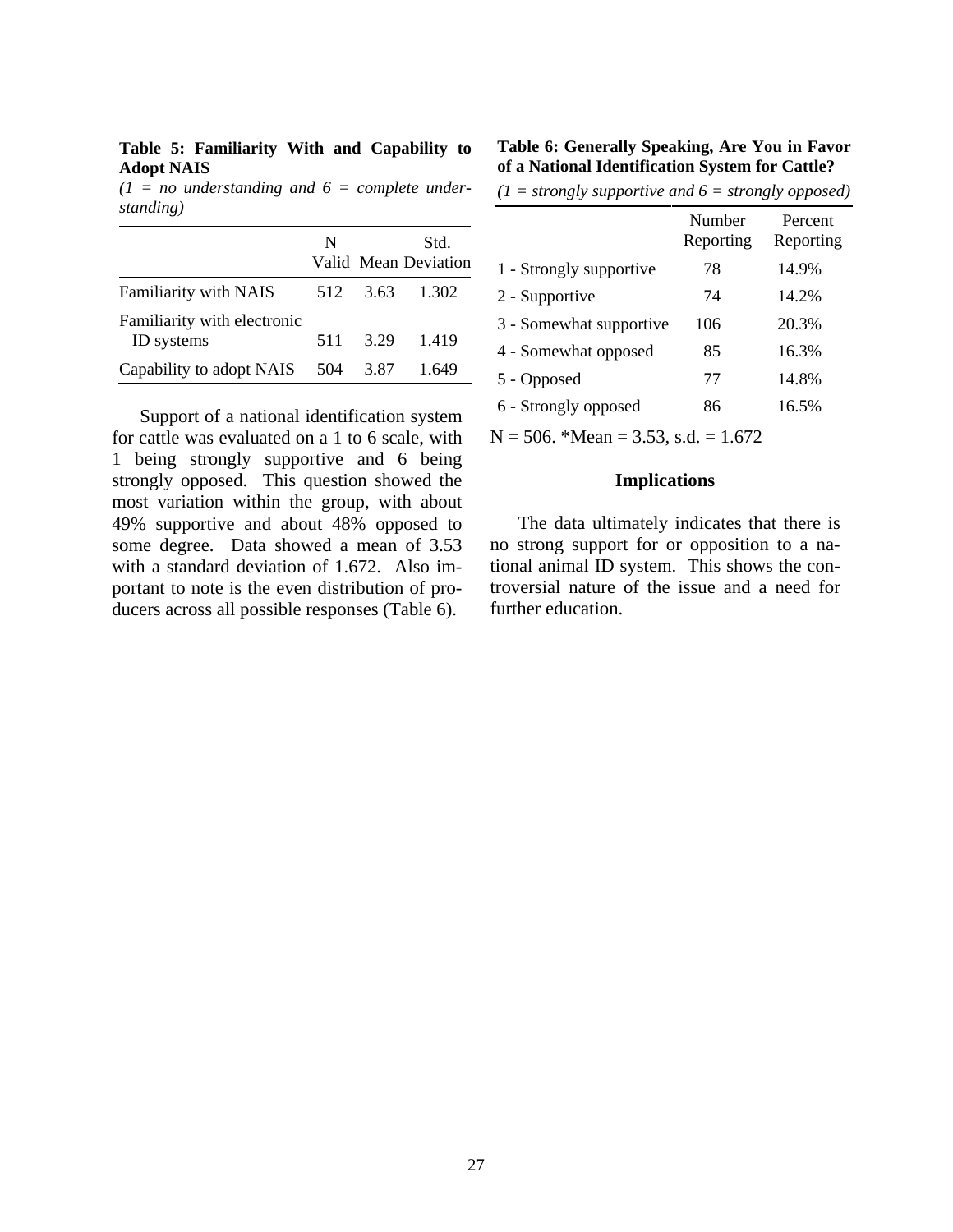**Table 5: Familiarity With and Capability to Adopt NAIS**

*(1 = no understanding and 6 = complete understanding)*

| | N Valid | Mean | Std. Deviation |
|---|---|---|---|
| Familiarity with NAIS | 512 | 3.63 | 1.302 |
| Familiarity with electronic ID systems | 511 | 3.29 | 1.419 |
| Capability to adopt NAIS | 504 | 3.87 | 1.649 |

Support of a national identification system for cattle was evaluated on a 1 to 6 scale, with 1 being strongly supportive and 6 being strongly opposed. This question showed the most variation within the group, with about 49% supportive and about 48% opposed to some degree. Data showed a mean of 3.53 with a standard deviation of 1.672. Also important to note is the even distribution of producers across all possible responses (Table 6).

**Table 6: Generally Speaking, Are You in Favor of a National Identification System for Cattle?**

*(1 = strongly supportive and 6 = strongly opposed)*

| | Number Reporting | Percent Reporting |
|---|---|---|
| 1 - Strongly supportive | 78 | 14.9% |
| 2 - Supportive | 74 | 14.2% |
| 3 - Somewhat supportive | 106 | 20.3% |
| 4 - Somewhat opposed | 85 | 16.3% |
| 5 - Opposed | 77 | 14.8% |
| 6 - Strongly opposed | 86 | 16.5% |

N = 506. *Mean = 3.53, s.d. = 1.672

## Implications

The data ultimately indicates that there is no strong support for or opposition to a national animal ID system. This shows the controversial nature of the issue and a need for further education.